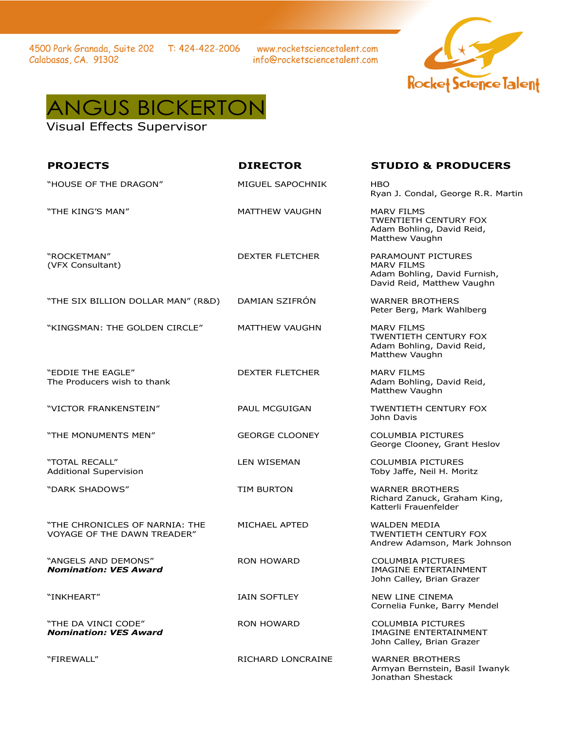4500 Park Granada, Suite 202
Calabasas, CA. 91302

T: 424-422-2006

www.rocketsciencetalent.com
info@rocketsciencetalent.com

Rocket Science Talent

# ANGUS BICKERTON

Visual Effects Supervisor

| PROJECTS | DIRECTOR | STUDIO & PRODUCERS |
|---|---|---|
| "HOUSE OF THE DRAGON" | MIGUEL SAPOCHNIK | HBO<br>Ryan J. Condal, George R.R. Martin |
| "THE KING'S MAN" | MATTHEW VAUGHN | MARV FILMS<br>TWENTIETH CENTURY FOX<br>Adam Bohling, David Reid, Matthew Vaughn |
| "ROCKETMAN"<br>(VFX Consultant) | DEXTER FLETCHER | PARAMOUNT PICTURES<br>MARV FILMS<br>Adam Bohling, David Furnish, David Reid, Matthew Vaughn |
| "THE SIX BILLION DOLLAR MAN" (R&D) | DAMIAN SZIFRÓN | WARNER BROTHERS<br>Peter Berg, Mark Wahlberg |
| "KINGSMAN: THE GOLDEN CIRCLE" | MATTHEW VAUGHN | MARV FILMS<br>TWENTIETH CENTURY FOX<br>Adam Bohling, David Reid, Matthew Vaughn |
| "EDDIE THE EAGLE"<br>The Producers wish to thank | DEXTER FLETCHER | MARV FILMS<br>Adam Bohling, David Reid, Matthew Vaughn |
| "VICTOR FRANKENSTEIN" | PAUL MCGUIGAN | TWENTIETH CENTURY FOX<br>John Davis |
| "THE MONUMENTS MEN" | GEORGE CLOONEY | COLUMBIA PICTURES<br>George Clooney, Grant Heslov |
| "TOTAL RECALL"<br>Additional Supervision | LEN WISEMAN | COLUMBIA PICTURES<br>Toby Jaffe, Neil H. Moritz |
| "DARK SHADOWS" | TIM BURTON | WARNER BROTHERS<br>Richard Zanuck, Graham King, Katterli Frauenfelder |
| "THE CHRONICLES OF NARNIA: THE VOYAGE OF THE DAWN TREADER" | MICHAEL APTED | WALDEN MEDIA<br>TWENTIETH CENTURY FOX<br>Andrew Adamson, Mark Johnson |
| "ANGELS AND DEMONS"<br>***Nomination: VES Award*** | RON HOWARD | COLUMBIA PICTURES<br>IMAGINE ENTERTAINMENT<br>John Calley, Brian Grazer |
| "INKHEART" | IAIN SOFTLEY | NEW LINE CINEMA<br>Cornelia Funke, Barry Mendel |
| "THE DA VINCI CODE"<br>***Nomination: VES Award*** | RON HOWARD | COLUMBIA PICTURES<br>IMAGINE ENTERTAINMENT<br>John Calley, Brian Grazer |
| "FIREWALL" | RICHARD LONCRAINE | WARNER BROTHERS<br>Armyan Bernstein, Basil Iwanyk<br>Jonathan Shestack |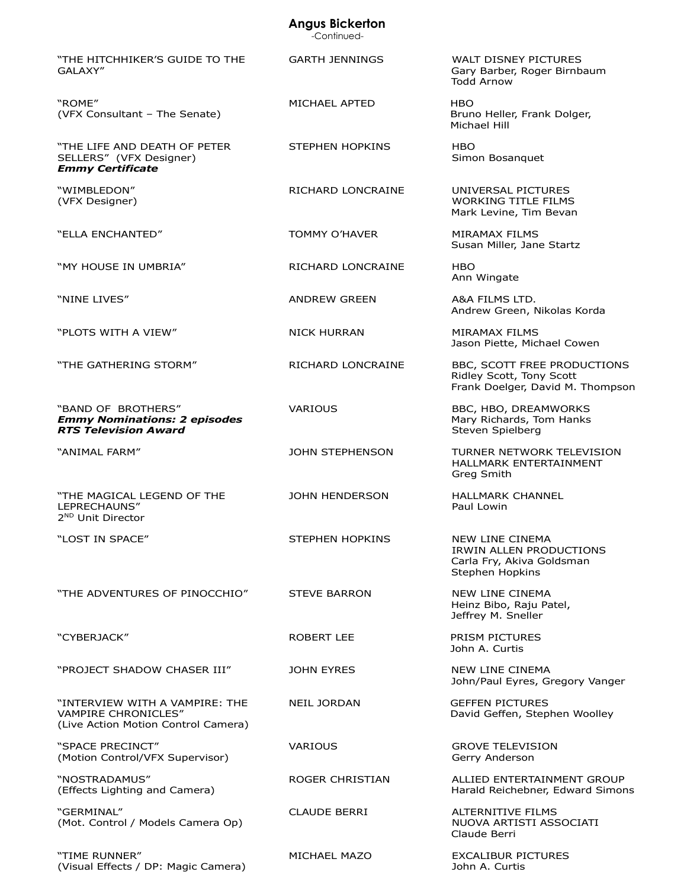## Angus Bickerton

-Continued-

| Title | Director | Studio / Producers |
|---|---|---|
| "THE HITCHHIKER'S GUIDE TO THE GALAXY" | GARTH JENNINGS | WALT DISNEY PICTURES<br>Gary Barber, Roger Birnbaum<br>Todd Arnow |
| "ROME"<br>(VFX Consultant – The Senate) | MICHAEL APTED | HBO<br>Bruno Heller, Frank Dolger,<br>Michael Hill |
| "THE LIFE AND DEATH OF PETER SELLERS" (VFX Designer)<br>***Emmy Certificate*** | STEPHEN HOPKINS | HBO<br>Simon Bosanquet |
| "WIMBLEDON"<br>(VFX Designer) | RICHARD LONCRAINE | UNIVERSAL PICTURES<br>WORKING TITLE FILMS<br>Mark Levine, Tim Bevan |
| "ELLA ENCHANTED" | TOMMY O'HAVER | MIRAMAX FILMS<br>Susan Miller, Jane Startz |
| "MY HOUSE IN UMBRIA" | RICHARD LONCRAINE | HBO<br>Ann Wingate |
| "NINE LIVES" | ANDREW GREEN | A&A FILMS LTD.<br>Andrew Green, Nikolas Korda |
| "PLOTS WITH A VIEW" | NICK HURRAN | MIRAMAX FILMS<br>Jason Piette, Michael Cowen |
| "THE GATHERING STORM" | RICHARD LONCRAINE | BBC, SCOTT FREE PRODUCTIONS<br>Ridley Scott, Tony Scott<br>Frank Doelger, David M. Thompson |
| "BAND OF BROTHERS"<br>***Emmy Nominations: 2 episodes***<br>***RTS Television Award*** | VARIOUS | BBC, HBO, DREAMWORKS<br>Mary Richards, Tom Hanks<br>Steven Spielberg |
| "ANIMAL FARM" | JOHN STEPHENSON | TURNER NETWORK TELEVISION<br>HALLMARK ENTERTAINMENT<br>Greg Smith |
| "THE MAGICAL LEGEND OF THE LEPRECHAUNS"<br>2ND Unit Director | JOHN HENDERSON | HALLMARK CHANNEL<br>Paul Lowin |
| "LOST IN SPACE" | STEPHEN HOPKINS | NEW LINE CINEMA<br>IRWIN ALLEN PRODUCTIONS<br>Carla Fry, Akiva Goldsman<br>Stephen Hopkins |
| "THE ADVENTURES OF PINOCCHIO" | STEVE BARRON | NEW LINE CINEMA<br>Heinz Bibo, Raju Patel,<br>Jeffrey M. Sneller |
| "CYBERJACK" | ROBERT LEE | PRISM PICTURES<br>John A. Curtis |
| "PROJECT SHADOW CHASER III" | JOHN EYRES | NEW LINE CINEMA<br>John/Paul Eyres, Gregory Vanger |
| "INTERVIEW WITH A VAMPIRE: THE VAMPIRE CHRONICLES"<br>(Live Action Motion Control Camera) | NEIL JORDAN | GEFFEN PICTURES<br>David Geffen, Stephen Woolley |
| "SPACE PRECINCT"<br>(Motion Control/VFX Supervisor) | VARIOUS | GROVE TELEVISION<br>Gerry Anderson |
| "NOSTRADAMUS"<br>(Effects Lighting and Camera) | ROGER CHRISTIAN | ALLIED ENTERTAINMENT GROUP<br>Harald Reichebner, Edward Simons |
| "GERMINAL"<br>(Mot. Control / Models Camera Op) | CLAUDE BERRI | ALTERNITIVE FILMS<br>NUOVA ARTISTI ASSOCIATI<br>Claude Berri |
| "TIME RUNNER"<br>(Visual Effects / DP: Magic Camera) | MICHAEL MAZO | EXCALIBUR PICTURES<br>John A. Curtis |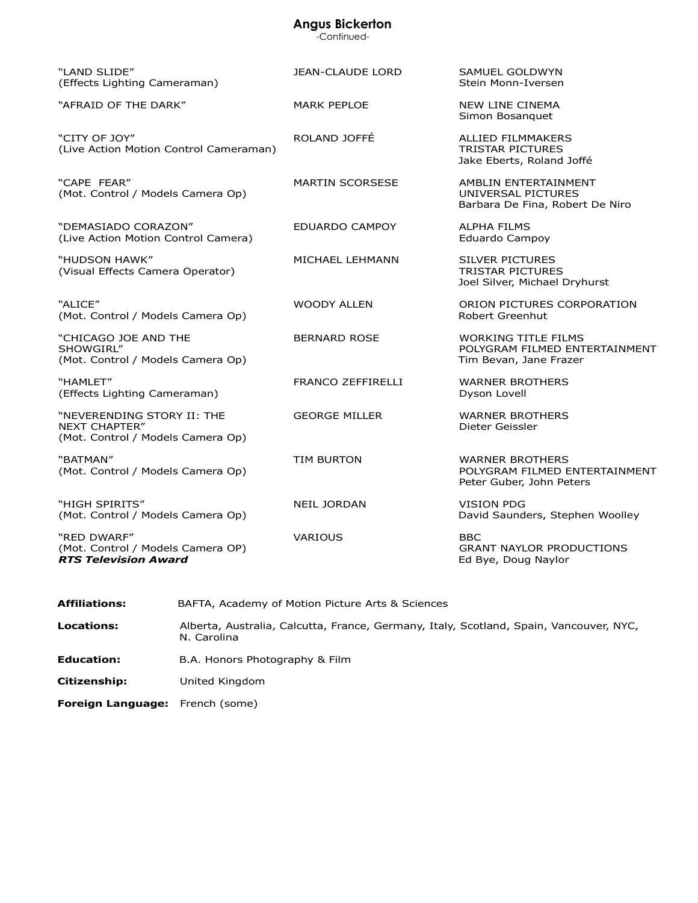## Angus Bickerton

-Continued-

| | | |
|---|---|---|
| "LAND SLIDE"<br>(Effects Lighting Cameraman) | JEAN-CLAUDE LORD | SAMUEL GOLDWYN<br>Stein Monn-Iversen |
| "AFRAID OF THE DARK" | MARK PEPLOE | NEW LINE CINEMA<br>Simon Bosanquet |
| "CITY OF JOY"<br>(Live Action Motion Control Cameraman) | ROLAND JOFFÉ | ALLIED FILMMAKERS<br>TRISTAR PICTURES<br>Jake Eberts, Roland Joffé |
| "CAPE FEAR"<br>(Mot. Control / Models Camera Op) | MARTIN SCORSESE | AMBLIN ENTERTAINMENT<br>UNIVERSAL PICTURES<br>Barbara De Fina, Robert De Niro |
| "DEMASIADO CORAZON"<br>(Live Action Motion Control Camera) | EDUARDO CAMPOY | ALPHA FILMS<br>Eduardo Campoy |
| "HUDSON HAWK"<br>(Visual Effects Camera Operator) | MICHAEL LEHMANN | SILVER PICTURES<br>TRISTAR PICTURES<br>Joel Silver, Michael Dryhurst |
| "ALICE"<br>(Mot. Control / Models Camera Op) | WOODY ALLEN | ORION PICTURES CORPORATION<br>Robert Greenhut |
| "CHICAGO JOE AND THE SHOWGIRL"<br>(Mot. Control / Models Camera Op) | BERNARD ROSE | WORKING TITLE FILMS<br>POLYGRAM FILMED ENTERTAINMENT<br>Tim Bevan, Jane Frazer |
| "HAMLET"<br>(Effects Lighting Cameraman) | FRANCO ZEFFIRELLI | WARNER BROTHERS<br>Dyson Lovell |
| "NEVERENDING STORY II: THE NEXT CHAPTER"<br>(Mot. Control / Models Camera Op) | GEORGE MILLER | WARNER BROTHERS<br>Dieter Geissler |
| "BATMAN"<br>(Mot. Control / Models Camera Op) | TIM BURTON | WARNER BROTHERS<br>POLYGRAM FILMED ENTERTAINMENT<br>Peter Guber, John Peters |
| "HIGH SPIRITS"<br>(Mot. Control / Models Camera Op) | NEIL JORDAN | VISION PDG<br>David Saunders, Stephen Woolley |
| "RED DWARF"<br>(Mot. Control / Models Camera OP)<br>***RTS Television Award*** | VARIOUS | BBC<br>GRANT NAYLOR PRODUCTIONS<br>Ed Bye, Doug Naylor |

**Affiliations:** BAFTA, Academy of Motion Picture Arts & Sciences

**Locations:** Alberta, Australia, Calcutta, France, Germany, Italy, Scotland, Spain, Vancouver, NYC, N. Carolina

**Education:** B.A. Honors Photography & Film

**Citizenship:** United Kingdom

**Foreign Language:** French (some)